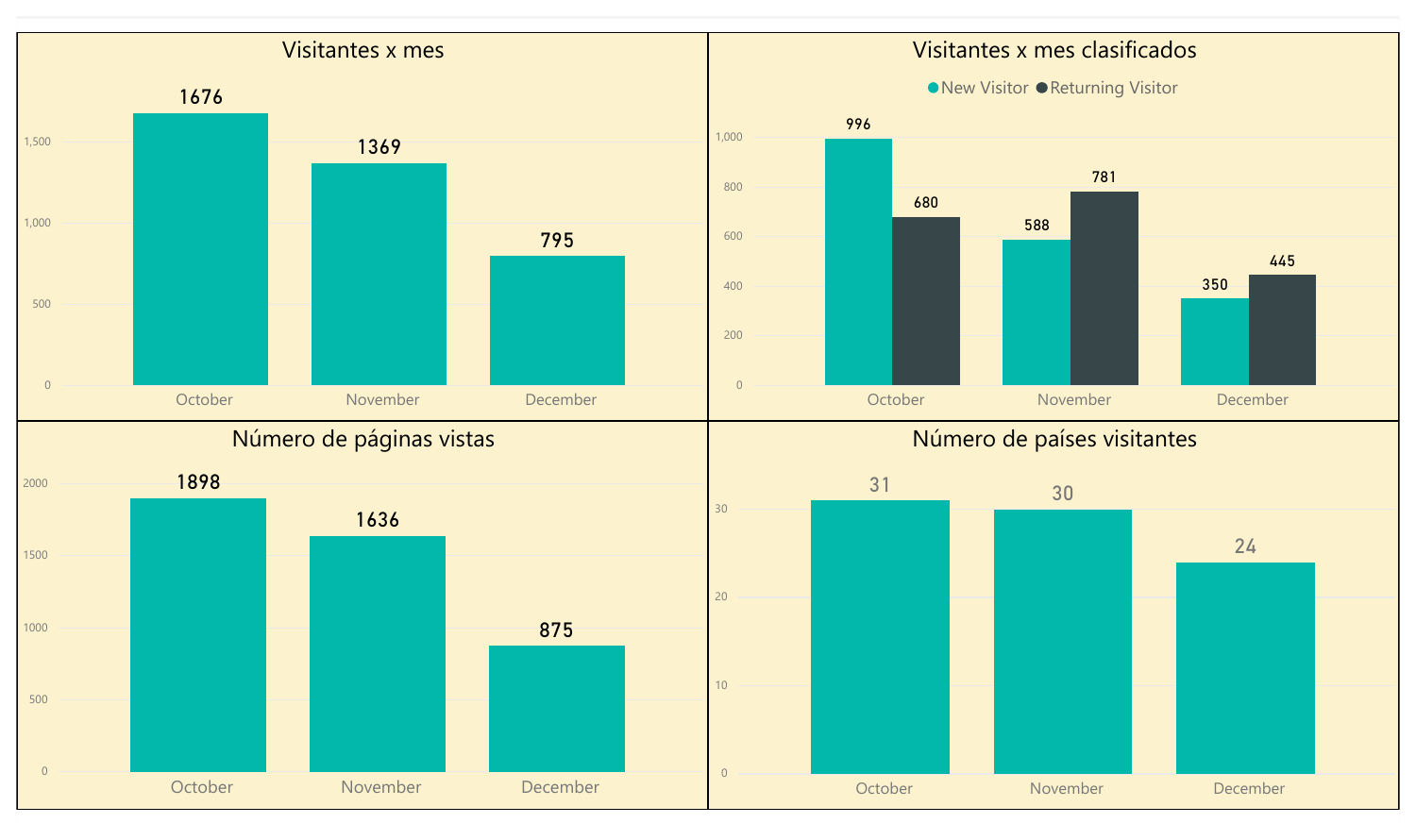## Visitantes x mes

| Mes | Visitantes |
|---|---|
| October | 1676 |
| November | 1369 |
| December | 795 |

## Visitantes x mes clasificados

| Mes | New Visitor | Returning Visitor |
|---|---|---|
| October | 996 | 680 |
| November | 588 | 781 |
| December | 350 | 445 |

## Número de páginas vistas

| Mes | Páginas vistas |
|---|---|
| October | 1898 |
| November | 1636 |
| December | 875 |

## Número de países visitantes

| Mes | Países |
|---|---|
| October | 31 |
| November | 30 |
| December | 24 |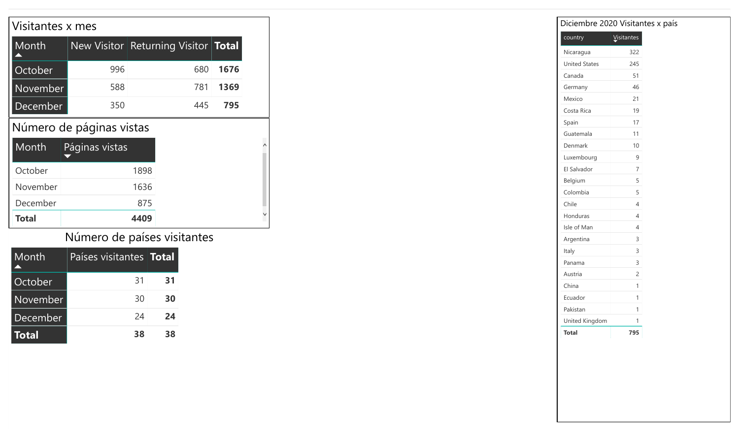## Visitantes x mes

| Month | New Visitor | Returning Visitor | Total |
|---|---|---|---|
| October | 996 | 680 | **1676** |
| November | 588 | 781 | **1369** |
| December | 350 | 445 | **795** |

## Número de páginas vistas

| Month | Páginas vistas |
|---|---|
| October | 1898 |
| November | 1636 |
| December | 875 |
| **Total** | **4409** |

## Número de países visitantes

| Month | Países visitantes | Total |
|---|---|---|
| October | 31 | **31** |
| November | 30 | **30** |
| December | 24 | **24** |
| **Total** | **38** | **38** |

## Diciembre 2020 Visitantes x país

| country | Visitantes |
|---|---|
| Nicaragua | 322 |
| United States | 245 |
| Canada | 51 |
| Germany | 46 |
| Mexico | 21 |
| Costa Rica | 19 |
| Spain | 17 |
| Guatemala | 11 |
| Denmark | 10 |
| Luxembourg | 9 |
| El Salvador | 7 |
| Belgium | 5 |
| Colombia | 5 |
| Chile | 4 |
| Honduras | 4 |
| Isle of Man | 4 |
| Argentina | 3 |
| Italy | 3 |
| Panama | 3 |
| Austria | 2 |
| China | 1 |
| Ecuador | 1 |
| Pakistan | 1 |
| United Kingdom | 1 |
| **Total** | **795** |